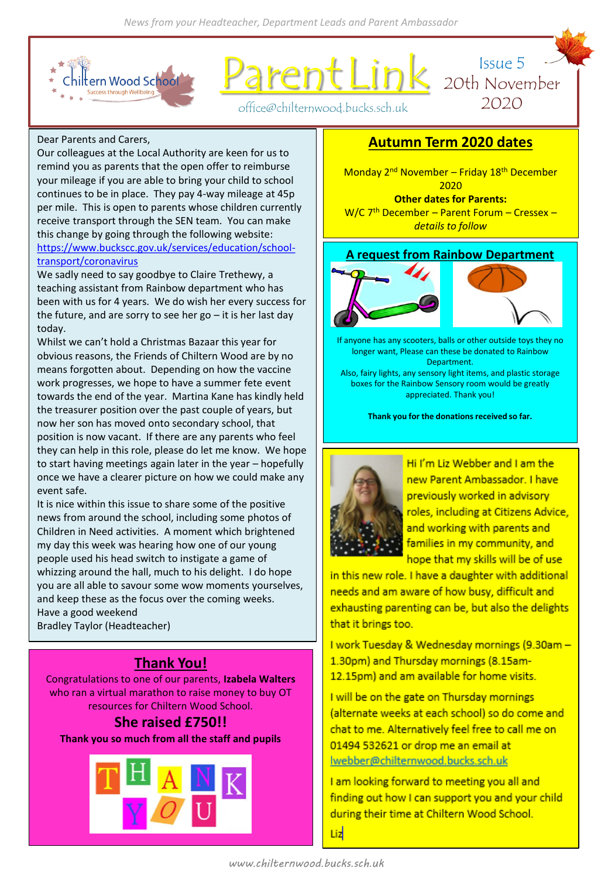*News from your Headteacher, Department Leads and Parent Ambassador*

Chiltern Wood School
Success through Wellbeing

# ParentLink

office@chilternwood.bucks.sch.uk

Issue 5
20th November 2020

Dear Parents and Carers,

Our colleagues at the Local Authority are keen for us to remind you as parents that the open offer to reimburse your mileage if you are able to bring your child to school continues to be in place. They pay 4-way mileage at 45p per mile. This is open to parents whose children currently receive transport through the SEN team. You can make this change by going through the following website: https://www.buckscc.gov.uk/services/education/school-transport/coronavirus

We sadly need to say goodbye to Claire Trethewy, a teaching assistant from Rainbow department who has been with us for 4 years. We do wish her every success for the future, and are sorry to see her go – it is her last day today.

Whilst we can't hold a Christmas Bazaar this year for obvious reasons, the Friends of Chiltern Wood are by no means forgotten about. Depending on how the vaccine work progresses, we hope to have a summer fete event towards the end of the year. Martina Kane has kindly held the treasurer position over the past couple of years, but now her son has moved onto secondary school, that position is now vacant. If there are any parents who feel they can help in this role, please do let me know. We hope to start having meetings again later in the year – hopefully once we have a clearer picture on how we could make any event safe.

It is nice within this issue to share some of the positive news from around the school, including some photos of Children in Need activities. A moment which brightened my day this week was hearing how one of our young people used his head switch to instigate a game of whizzing around the hall, much to his delight. I do hope you are all able to savour some wow moments yourselves, and keep these as the focus over the coming weeks.

Have a good weekend

Bradley Taylor (Headteacher)

## Thank You!

Congratulations to one of our parents, **Izabela Walters** who ran a virtual marathon to raise money to buy OT resources for Chiltern Wood School.

### She raised £750!!

**Thank you so much from all the staff and pupils**

THANK YOU

## Autumn Term 2020 dates

Monday 2nd November – Friday 18th December 2020

**Other dates for Parents:**

W/C 7th December – Parent Forum – Cressex – *details to follow*

## A request from Rainbow Department

If anyone has any scooters, balls or other outside toys they no longer want, Please can these be donated to Rainbow Department.

Also, fairy lights, any sensory light items, and plastic storage boxes for the Rainbow Sensory room would be greatly appreciated. Thank you!

**Thank you for the donations received so far.**

Hi I'm Liz Webber and I am the new Parent Ambassador. I have previously worked in advisory roles, including at Citizens Advice, and working with parents and families in my community, and hope that my skills will be of use in this new role. I have a daughter with additional needs and am aware of how busy, difficult and exhausting parenting can be, but also the delights that it brings too.

I work Tuesday & Wednesday mornings (9.30am – 1.30pm) and Thursday mornings (8.15am-12.15pm) and am available for home visits.

I will be on the gate on Thursday mornings (alternate weeks at each school) so do come and chat to me. Alternatively feel free to call me on 01494 532621 or drop me an email at lwebber@chilternwood.bucks.sch.uk

I am looking forward to meeting you all and finding out how I can support you and your child during their time at Chiltern Wood School.

Liz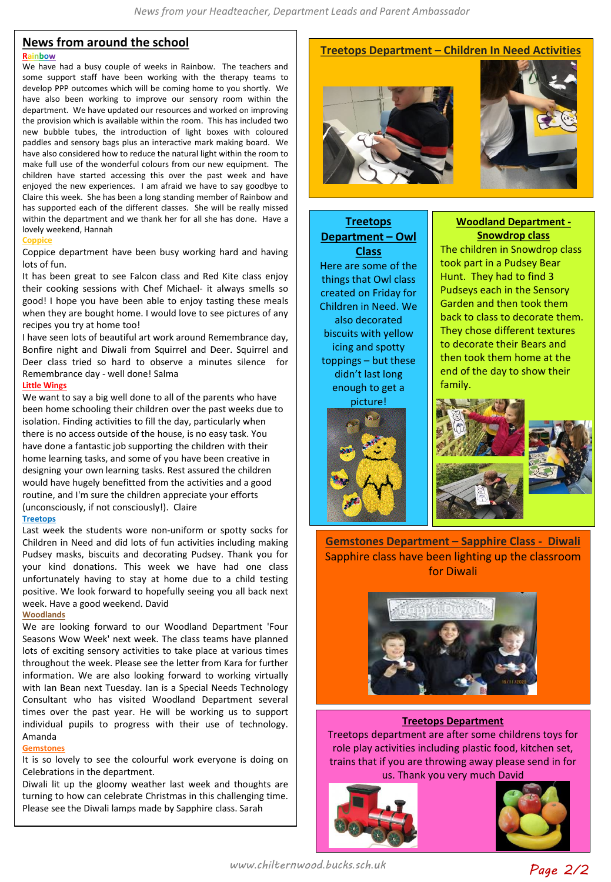## News from around the school

### Rainbow

We have had a busy couple of weeks in Rainbow. The teachers and some support staff have been working with the therapy teams to develop PPP outcomes which will be coming home to you shortly. We have also been working to improve our sensory room within the department. We have updated our resources and worked on improving the provision which is available within the room. This has included two new bubble tubes, the introduction of light boxes with coloured paddles and sensory bags plus an interactive mark making board. We have also considered how to reduce the natural light within the room to make full use of the wonderful colours from our new equipment. The children have started accessing this over the past week and have enjoyed the new experiences. I am afraid we have to say goodbye to Claire this week. She has been a long standing member of Rainbow and has supported each of the different classes. She will be really missed within the department and we thank her for all she has done. Have a lovely weekend, Hannah

### Coppice

Coppice department have been busy working hard and having lots of fun.

It has been great to see Falcon class and Red Kite class enjoy their cooking sessions with Chef Michael- it always smells so good! I hope you have been able to enjoy tasting these meals when they are bought home. I would love to see pictures of any recipes you try at home too!

I have seen lots of beautiful art work around Remembrance day, Bonfire night and Diwali from Squirrel and Deer. Squirrel and Deer class tried so hard to observe a minutes silence for Remembrance day - well done! Salma

### Little Wings

We want to say a big well done to all of the parents who have been home schooling their children over the past weeks due to isolation. Finding activities to fill the day, particularly when there is no access outside of the house, is no easy task. You have done a fantastic job supporting the children with their home learning tasks, and some of you have been creative in designing your own learning tasks. Rest assured the children would have hugely benefitted from the activities and a good routine, and I'm sure the children appreciate your efforts (unconsciously, if not consciously!). Claire

### Treetops

Last week the students wore non-uniform or spotty socks for Children in Need and did lots of fun activities including making Pudsey masks, biscuits and decorating Pudsey. Thank you for your kind donations. This week we have had one class unfortunately having to stay at home due to a child testing positive. We look forward to hopefully seeing you all back next week. Have a good weekend. David

### Woodlands

We are looking forward to our Woodland Department 'Four Seasons Wow Week' next week. The class teams have planned lots of exciting sensory activities to take place at various times throughout the week. Please see the letter from Kara for further information. We are also looking forward to working virtually with Ian Bean next Tuesday. Ian is a Special Needs Technology Consultant who has visited Woodland Department several times over the past year. He will be working us to support individual pupils to progress with their use of technology. Amanda

### Gemstones

It is so lovely to see the colourful work everyone is doing on Celebrations in the department.

Diwali lit up the gloomy weather last week and thoughts are turning to how can celebrate Christmas in this challenging time. Please see the Diwali lamps made by Sapphire class. Sarah

## Treetops Department – Children In Need Activities

## Treetops Department – Owl Class

Here are some of the things that Owl class created on Friday for Children in Need. We also decorated biscuits with yellow icing and spotty toppings – but these didn't last long enough to get a picture!

## Woodland Department - Snowdrop class

The children in Snowdrop class took part in a Pudsey Bear Hunt. They had to find 3 Pudseys each in the Sensory Garden and then took them back to class to decorate them. They chose different textures to decorate their Bears and then took them home at the end of the day to show their family.

## Gemstones Department – Sapphire Class - Diwali

Sapphire class have been lighting up the classroom for Diwali

## Treetops Department

Treetops department are after some childrens toys for role play activities including plastic food, kitchen set, trains that if you are throwing away please send in for us. Thank you very much David